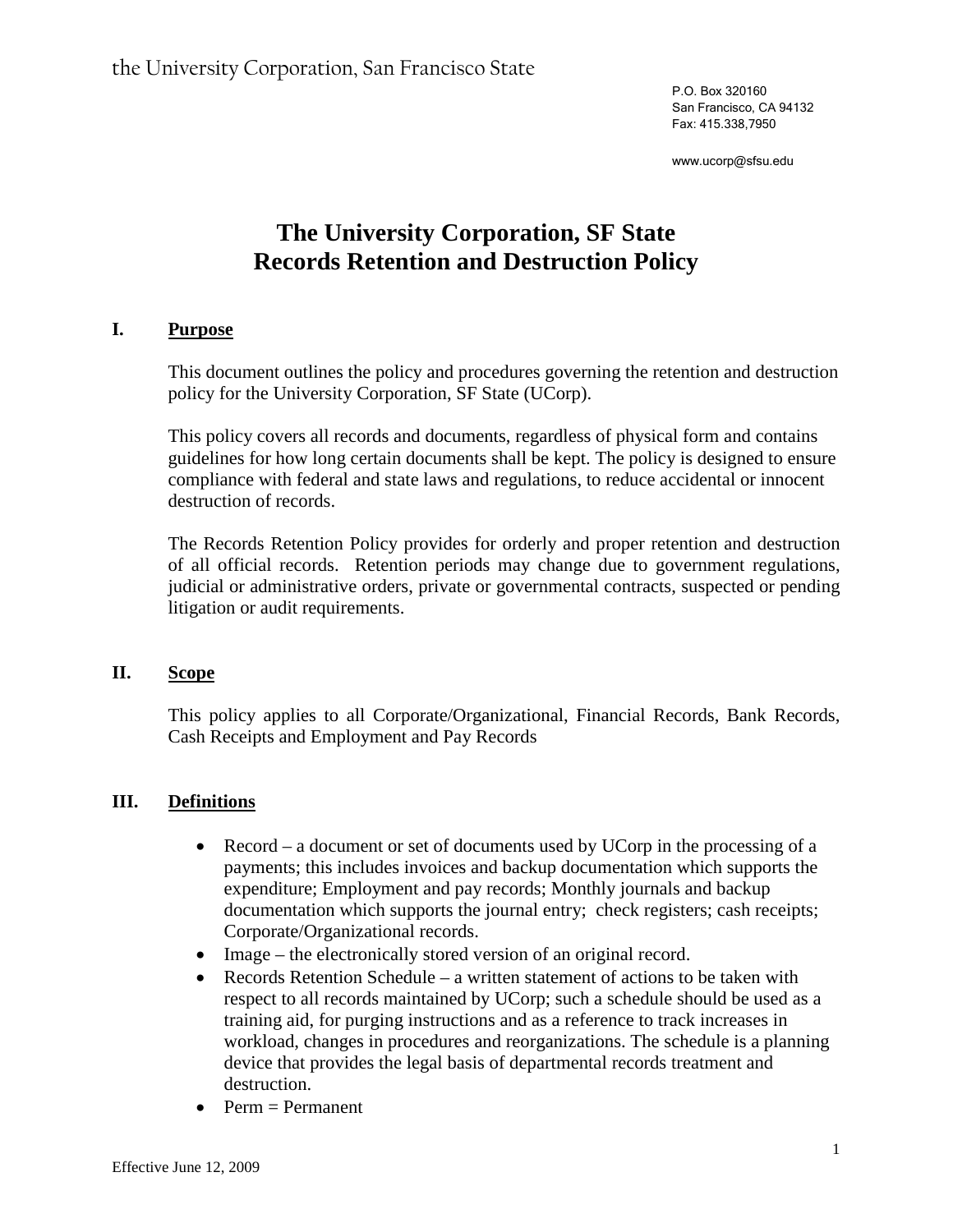the University Corporation, San Francisco State

P.O. Box 320160
San Francisco, CA 94132
Fax: 415.338,7950

www.ucorp@sfsu.edu

# The University Corporation, SF State
# Records Retention and Destruction Policy

## I. Purpose

This document outlines the policy and procedures governing the retention and destruction policy for the University Corporation, SF State (UCorp).

This policy covers all records and documents, regardless of physical form and contains guidelines for how long certain documents shall be kept. The policy is designed to ensure compliance with federal and state laws and regulations, to reduce accidental or innocent destruction of records.

The Records Retention Policy provides for orderly and proper retention and destruction of all official records. Retention periods may change due to government regulations, judicial or administrative orders, private or governmental contracts, suspected or pending litigation or audit requirements.

## II. Scope

This policy applies to all Corporate/Organizational, Financial Records, Bank Records, Cash Receipts and Employment and Pay Records

## III. Definitions

- Record – a document or set of documents used by UCorp in the processing of a payments; this includes invoices and backup documentation which supports the expenditure; Employment and pay records; Monthly journals and backup documentation which supports the journal entry; check registers; cash receipts; Corporate/Organizational records.
- Image – the electronically stored version of an original record.
- Records Retention Schedule – a written statement of actions to be taken with respect to all records maintained by UCorp; such a schedule should be used as a training aid, for purging instructions and as a reference to track increases in workload, changes in procedures and reorganizations. The schedule is a planning device that provides the legal basis of departmental records treatment and destruction.
- Perm = Permanent

Effective June 12, 2009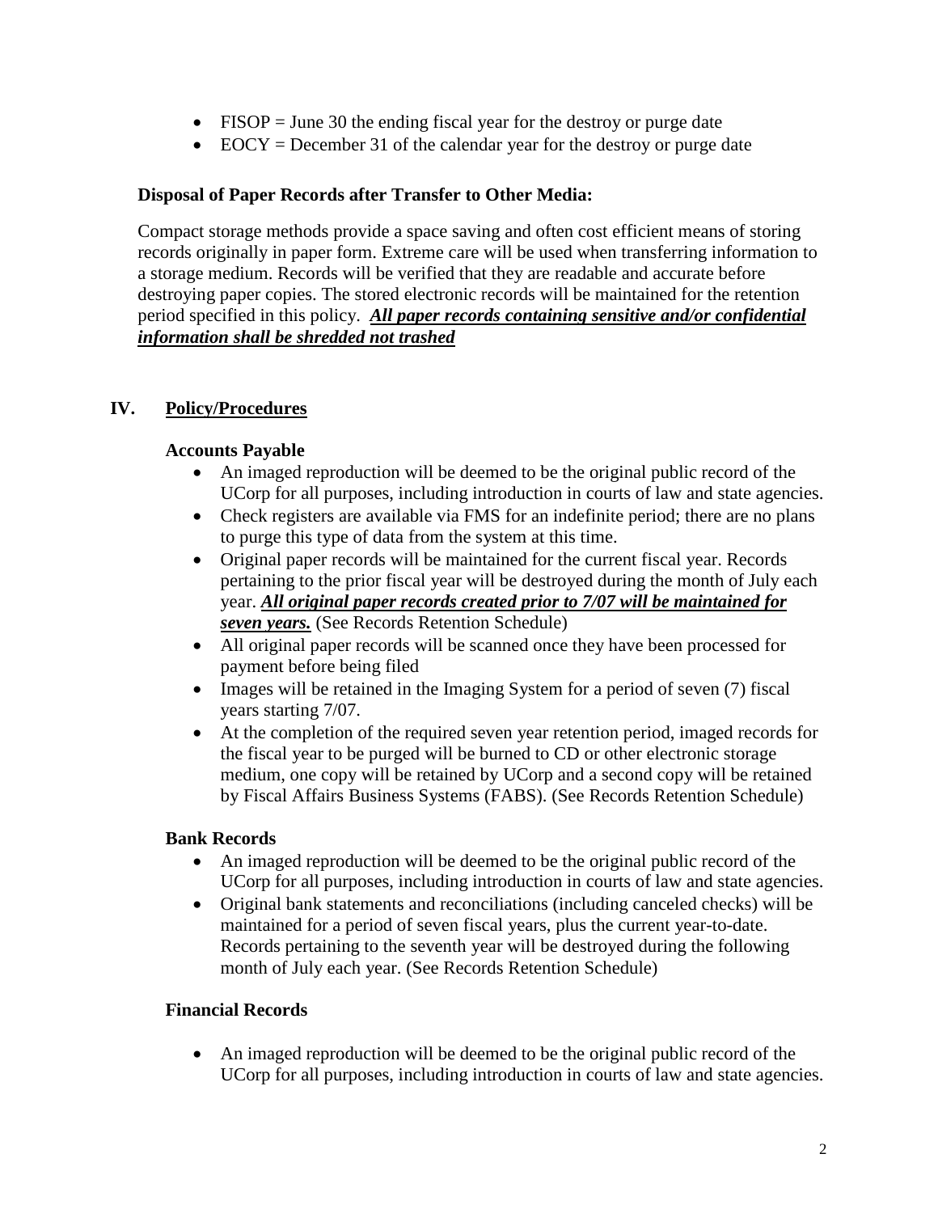- FISOP = June 30 the ending fiscal year for the destroy or purge date
- EOCY = December 31 of the calendar year for the destroy or purge date

**Disposal of Paper Records after Transfer to Other Media:**

Compact storage methods provide a space saving and often cost efficient means of storing records originally in paper form. Extreme care will be used when transferring information to a storage medium. Records will be verified that they are readable and accurate before destroying paper copies. The stored electronic records will be maintained for the retention period specified in this policy. ***<u>All paper records containing sensitive and/or confidential information shall be shredded not trashed</u>***

## IV. <u>Policy/Procedures</u>

**Accounts Payable**

- An imaged reproduction will be deemed to be the original public record of the UCorp for all purposes, including introduction in courts of law and state agencies.
- Check registers are available via FMS for an indefinite period; there are no plans to purge this type of data from the system at this time.
- Original paper records will be maintained for the current fiscal year. Records pertaining to the prior fiscal year will be destroyed during the month of July each year. ***<u>All original paper records created prior to 7/07 will be maintained for seven years.</u>*** (See Records Retention Schedule)
- All original paper records will be scanned once they have been processed for payment before being filed
- Images will be retained in the Imaging System for a period of seven (7) fiscal years starting 7/07.
- At the completion of the required seven year retention period, imaged records for the fiscal year to be purged will be burned to CD or other electronic storage medium, one copy will be retained by UCorp and a second copy will be retained by Fiscal Affairs Business Systems (FABS). (See Records Retention Schedule)

**Bank Records**

- An imaged reproduction will be deemed to be the original public record of the UCorp for all purposes, including introduction in courts of law and state agencies.
- Original bank statements and reconciliations (including canceled checks) will be maintained for a period of seven fiscal years, plus the current year-to-date. Records pertaining to the seventh year will be destroyed during the following month of July each year. (See Records Retention Schedule)

**Financial Records**

- An imaged reproduction will be deemed to be the original public record of the UCorp for all purposes, including introduction in courts of law and state agencies.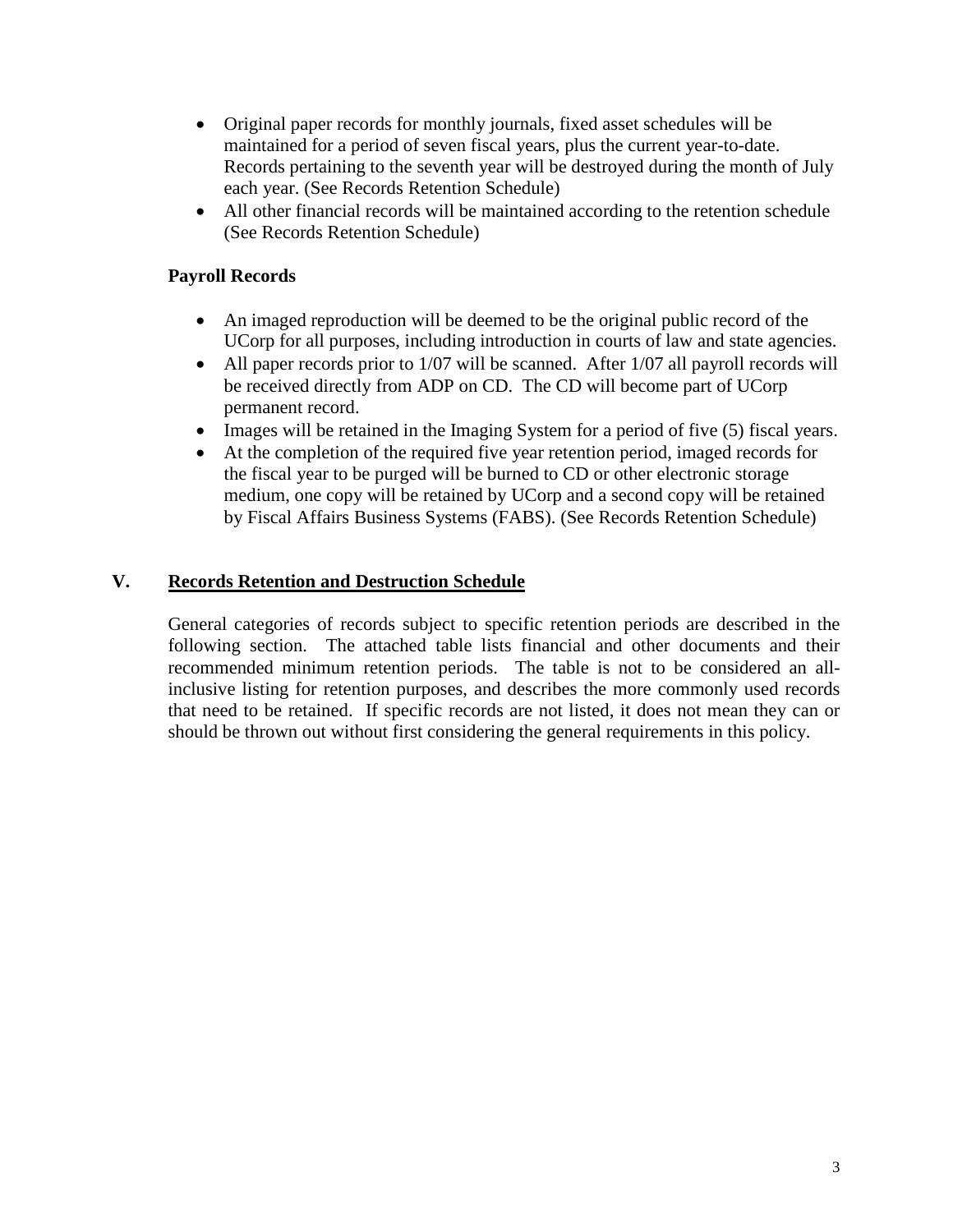- Original paper records for monthly journals, fixed asset schedules will be maintained for a period of seven fiscal years, plus the current year-to-date. Records pertaining to the seventh year will be destroyed during the month of July each year. (See Records Retention Schedule)
- All other financial records will be maintained according to the retention schedule (See Records Retention Schedule)

**Payroll Records**

- An imaged reproduction will be deemed to be the original public record of the UCorp for all purposes, including introduction in courts of law and state agencies.
- All paper records prior to 1/07 will be scanned. After 1/07 all payroll records will be received directly from ADP on CD. The CD will become part of UCorp permanent record.
- Images will be retained in the Imaging System for a period of five (5) fiscal years.
- At the completion of the required five year retention period, imaged records for the fiscal year to be purged will be burned to CD or other electronic storage medium, one copy will be retained by UCorp and a second copy will be retained by Fiscal Affairs Business Systems (FABS). (See Records Retention Schedule)

## V. Records Retention and Destruction Schedule

General categories of records subject to specific retention periods are described in the following section. The attached table lists financial and other documents and their recommended minimum retention periods. The table is not to be considered an all-inclusive listing for retention purposes, and describes the more commonly used records that need to be retained. If specific records are not listed, it does not mean they can or should be thrown out without first considering the general requirements in this policy.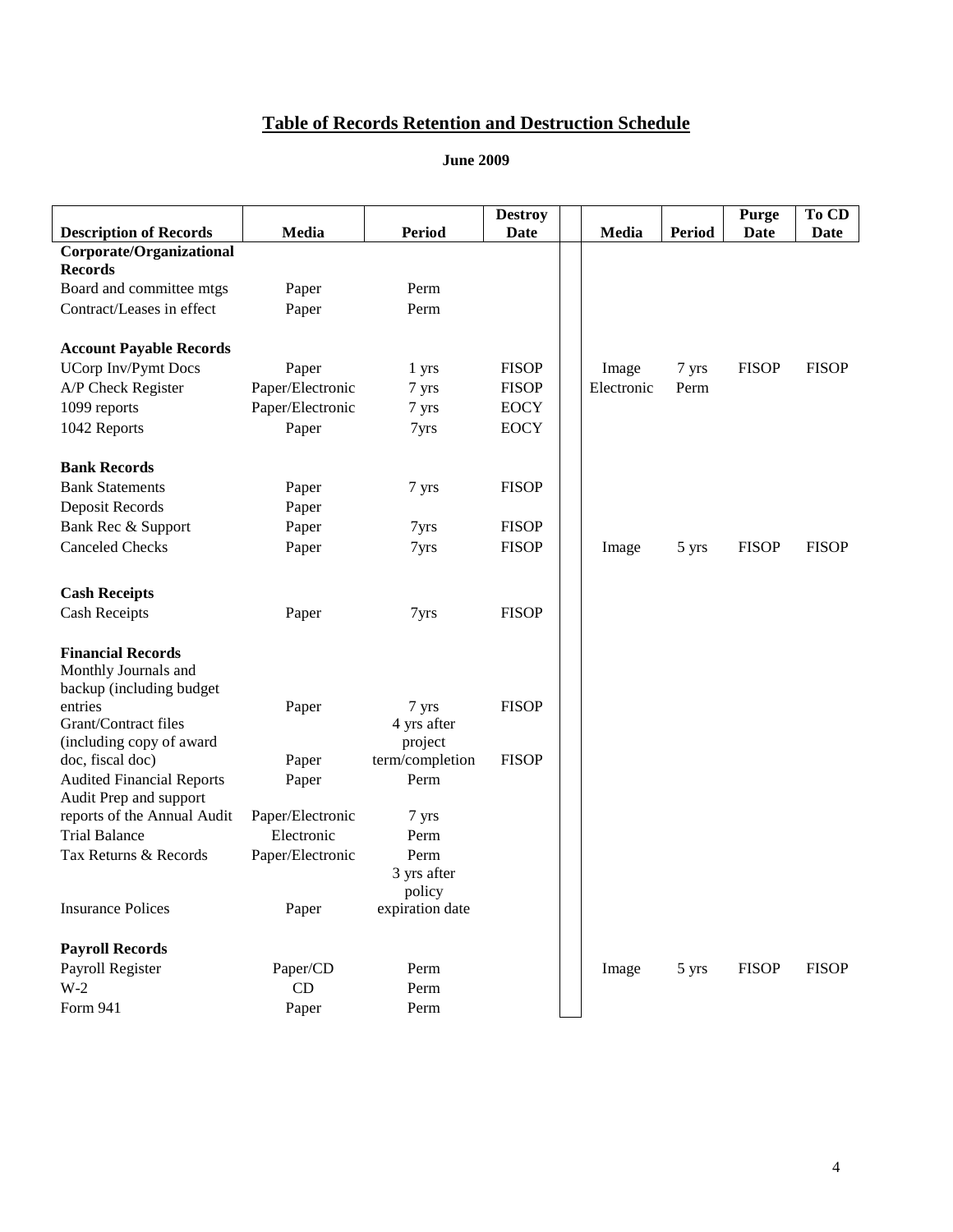# Table of Records Retention and Destruction Schedule

**June 2009**

| Description of Records | Media | Period | Destroy Date | | Media | Period | Purge Date | To CD Date |
|---|---|---|---|---|---|---|---|---|
| **Corporate/Organizational Records** | | | | | | | | |
| Board and committee mtgs | Paper | Perm | | | | | | |
| Contract/Leases in effect | Paper | Perm | | | | | | |
| **Account Payable Records** | | | | | | | | |
| UCorp Inv/Pymt Docs | Paper | 1 yrs | FISOP | | Image | 7 yrs | FISOP | FISOP |
| A/P Check Register | Paper/Electronic | 7 yrs | FISOP | | Electronic | Perm | | |
| 1099 reports | Paper/Electronic | 7 yrs | EOCY | | | | | |
| 1042 Reports | Paper | 7yrs | EOCY | | | | | |
| **Bank Records** | | | | | | | | |
| Bank Statements | Paper | 7 yrs | FISOP | | | | | |
| Deposit Records | Paper | | | | | | | |
| Bank Rec & Support | Paper | 7yrs | FISOP | | | | | |
| Canceled Checks | Paper | 7yrs | FISOP | | Image | 5 yrs | FISOP | FISOP |
| **Cash Receipts** | | | | | | | | |
| Cash Receipts | Paper | 7yrs | FISOP | | | | | |
| **Financial Records** | | | | | | | | |
| Monthly Journals and backup (including budget entries | Paper | 7 yrs | FISOP | | | | | |
| Grant/Contract files (including copy of award doc, fiscal doc) | Paper | 4 yrs after project term/completion | FISOP | | | | | |
| Audited Financial Reports | Paper | Perm | | | | | | |
| Audit Prep and support reports of the Annual Audit | Paper/Electronic | 7 yrs | | | | | | |
| Trial Balance | Electronic | Perm | | | | | | |
| Tax Returns & Records | Paper/Electronic | Perm | | | | | | |
| Insurance Polices | Paper | 3 yrs after policy expiration date | | | | | | |
| **Payroll Records** | | | | | | | | |
| Payroll Register | Paper/CD | Perm | | | Image | 5 yrs | FISOP | FISOP |
| W-2 | CD | Perm | | | | | | |
| Form 941 | Paper | Perm | | | | | | |